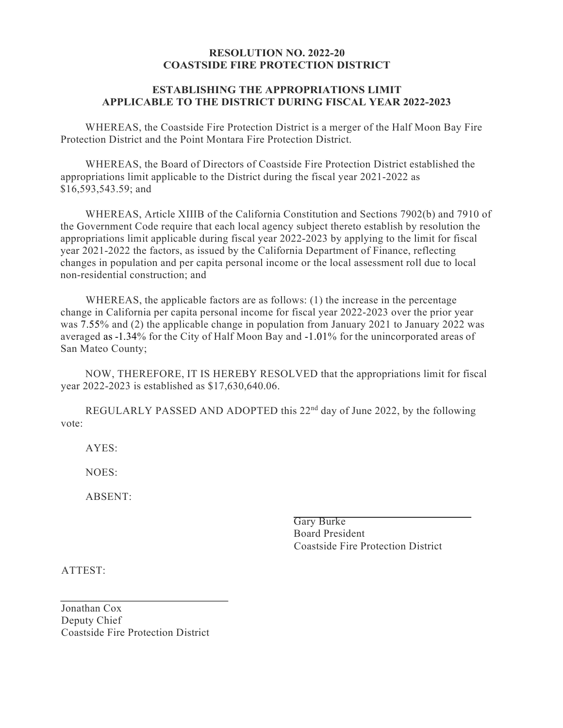**RESOLUTION NO. 2022-20**
**COASTSIDE FIRE PROTECTION DISTRICT**

**ESTABLISHING THE APPROPRIATIONS LIMIT APPLICABLE TO THE DISTRICT DURING FISCAL YEAR 2022-2023**

WHEREAS, the Coastside Fire Protection District is a merger of the Half Moon Bay Fire Protection District and the Point Montara Fire Protection District.

WHEREAS, the Board of Directors of Coastside Fire Protection District established the appropriations limit applicable to the District during the fiscal year 2021-2022 as $16,593,543.59; and

WHEREAS, Article XIIIB of the California Constitution and Sections 7902(b) and 7910 of the Government Code require that each local agency subject thereto establish by resolution the appropriations limit applicable during fiscal year 2022-2023 by applying to the limit for fiscal year 2021-2022 the factors, as issued by the California Department of Finance, reflecting changes in population and per capita personal income or the local assessment roll due to local non-residential construction; and

WHEREAS, the applicable factors are as follows: (1) the increase in the percentage change in California per capita personal income for fiscal year 2022-2023 over the prior year was 7.55% and (2) the applicable change in population from January 2021 to January 2022 was averaged as -1.34% for the City of Half Moon Bay and -1.01% for the unincorporated areas of San Mateo County;

NOW, THEREFORE, IT IS HEREBY RESOLVED that the appropriations limit for fiscal year 2022-2023 is established as $17,630,640.06.

REGULARLY PASSED AND ADOPTED this 22nd day of June 2022, by the following vote:

AYES:

NOES:

ABSENT:

\_\_\_\_\_\_\_\_\_\_\_\_\_\_\_\_\_\_\_\_\_\_\_\_\_\_\_\_\_\_
Gary Burke
Board President
Coastside Fire Protection District

ATTEST:

\_\_\_\_\_\_\_\_\_\_\_\_\_\_\_\_\_\_\_\_\_\_\_\_\_\_\_\_\_\_
Jonathan Cox
Deputy Chief
Coastside Fire Protection District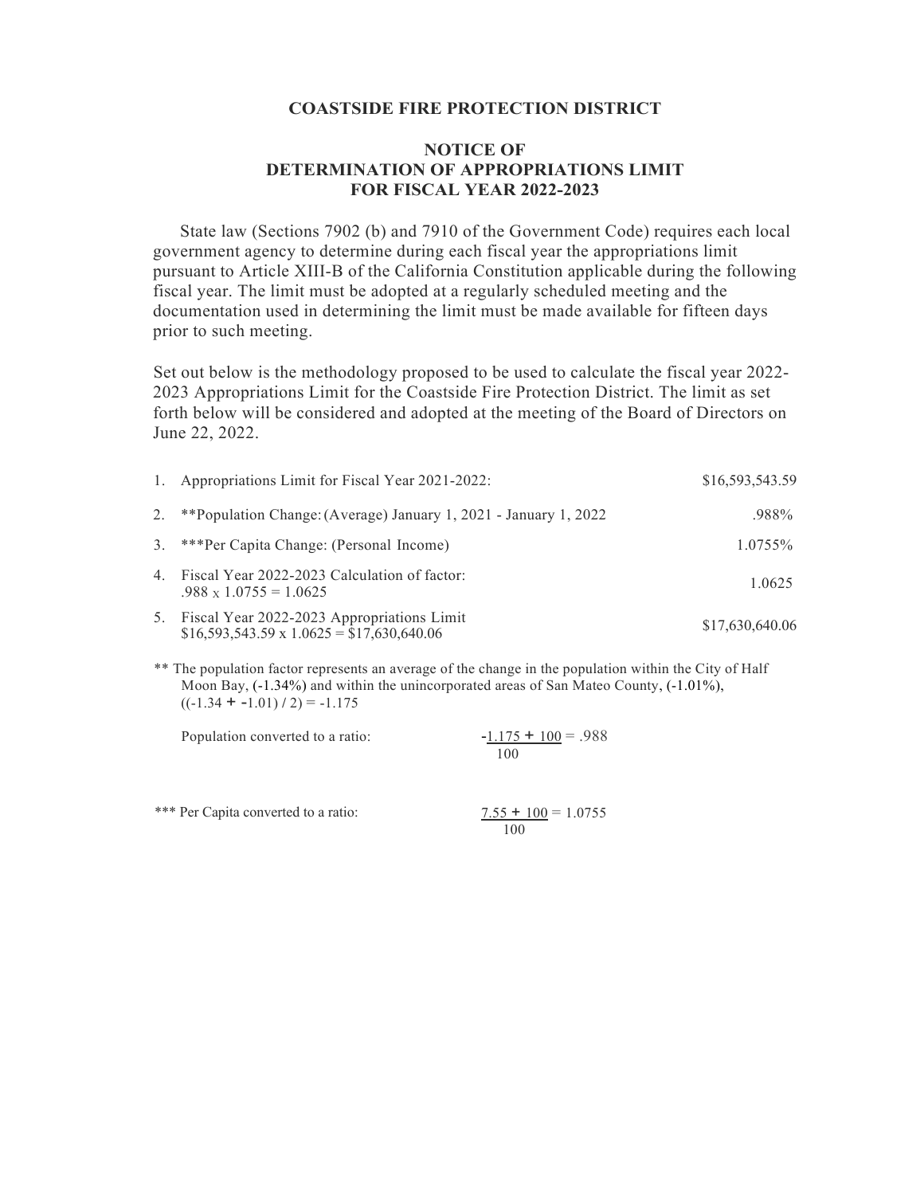**COASTSIDE FIRE PROTECTION DISTRICT**

**NOTICE OF**
**DETERMINATION OF APPROPRIATIONS LIMIT**
**FOR FISCAL YEAR 2022-2023**

State law (Sections 7902 (b) and 7910 of the Government Code) requires each local government agency to determine during each fiscal year the appropriations limit pursuant to Article XIII-B of the California Constitution applicable during the following fiscal year. The limit must be adopted at a regularly scheduled meeting and the documentation used in determining the limit must be made available for fifteen days prior to such meeting.

Set out below is the methodology proposed to be used to calculate the fiscal year 2022-2023 Appropriations Limit for the Coastside Fire Protection District. The limit as set forth below will be considered and adopted at the meeting of the Board of Directors on June 22, 2022.

| | | |
|---|---|---|
| 1. | Appropriations Limit for Fiscal Year 2021-2022: | $16,593,543.59 |
| 2. | **Population Change: (Average) January 1, 2021 - January 1, 2022 | .988% |
| 3. | ***Per Capita Change: (Personal Income) | 1.0755% |
| 4. | Fiscal Year 2022-2023 Calculation of factor: .988 x 1.0755 = 1.0625 | 1.0625 |
| 5. | Fiscal Year 2022-2023 Appropriations Limit $16,593,543.59 x 1.0625 = $17,630,640.06 | $17,630,640.06 |

** The population factor represents an average of the change in the population within the City of Half Moon Bay, (-1.34%) and within the unincorporated areas of San Mateo County, (-1.01%), $((-1.34 + -1.01) / 2) = -1.175$

Population converted to a ratio: $\frac{-1.175 + 100}{100} = .988$

*** Per Capita converted to a ratio: $\frac{7.55 + 100}{100} = 1.0755$